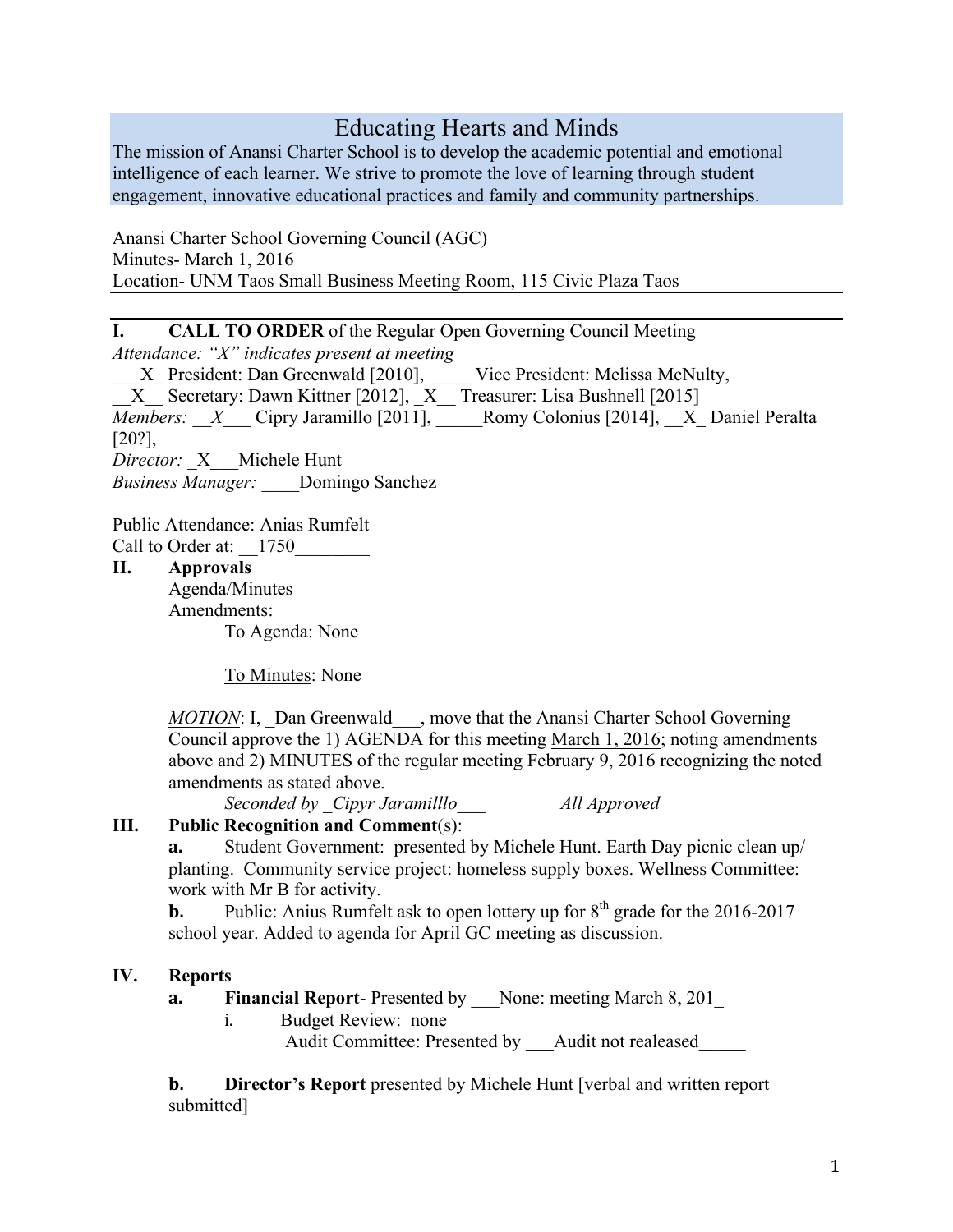# Educating Hearts and Minds

The mission of Anansi Charter School is to develop the academic potential and emotional intelligence of each learner. We strive to promote the love of learning through student engagement, innovative educational practices and family and community partnerships.

Anansi Charter School Governing Council (AGC)
Minutes- March 1, 2016
Location- UNM Taos Small Business Meeting Room, 115 Civic Plaza Taos

---

**I. CALL TO ORDER** of the Regular Open Governing Council Meeting

*Attendance: "X" indicates present at meeting*

___X_ President: Dan Greenwald [2010], ____ Vice President: Melissa McNulty,
__X__ Secretary: Dawn Kittner [2012], _X__ Treasurer: Lisa Bushnell [2015]
*Members:* __*X*___ Cipry Jaramillo [2011], _____Romy Colonius [2014], __X_ Daniel Peralta [20?],
*Director:* _X___Michele Hunt
*Business Manager:* ____Domingo Sanchez

Public Attendance: Anias Rumfelt
Call to Order at: __1750________

**II. Approvals**

Agenda/Minutes
Amendments:

<u>To Agenda: None</u>

<u>To Minutes</u>: None

*<u>MOTION</u>*: I, _Dan Greenwald___, move that the Anansi Charter School Governing Council approve the 1) AGENDA for this meeting <u>March 1, 2016</u>; noting amendments above and 2) MINUTES of the regular meeting <u>February 9, 2016</u> recognizing the noted amendments as stated above.

*Seconded by _Cipyr Jaramilllo___* *All Approved*

**III. Public Recognition and Comment**(s):

**a.** Student Government: presented by Michele Hunt. Earth Day picnic clean up/ planting. Community service project: homeless supply boxes. Wellness Committee: work with Mr B for activity.

**b.** Public: Anius Rumfelt ask to open lottery up for 8$^{th}$ grade for the 2016-2017 school year. Added to agenda for April GC meeting as discussion.

**IV. Reports**

**a. Financial Report**- Presented by ___None: meeting March 8, 201_

i. Budget Review: none
Audit Committee: Presented by ___Audit not realeased_____

**b. Director's Report** presented by Michele Hunt [verbal and written report submitted]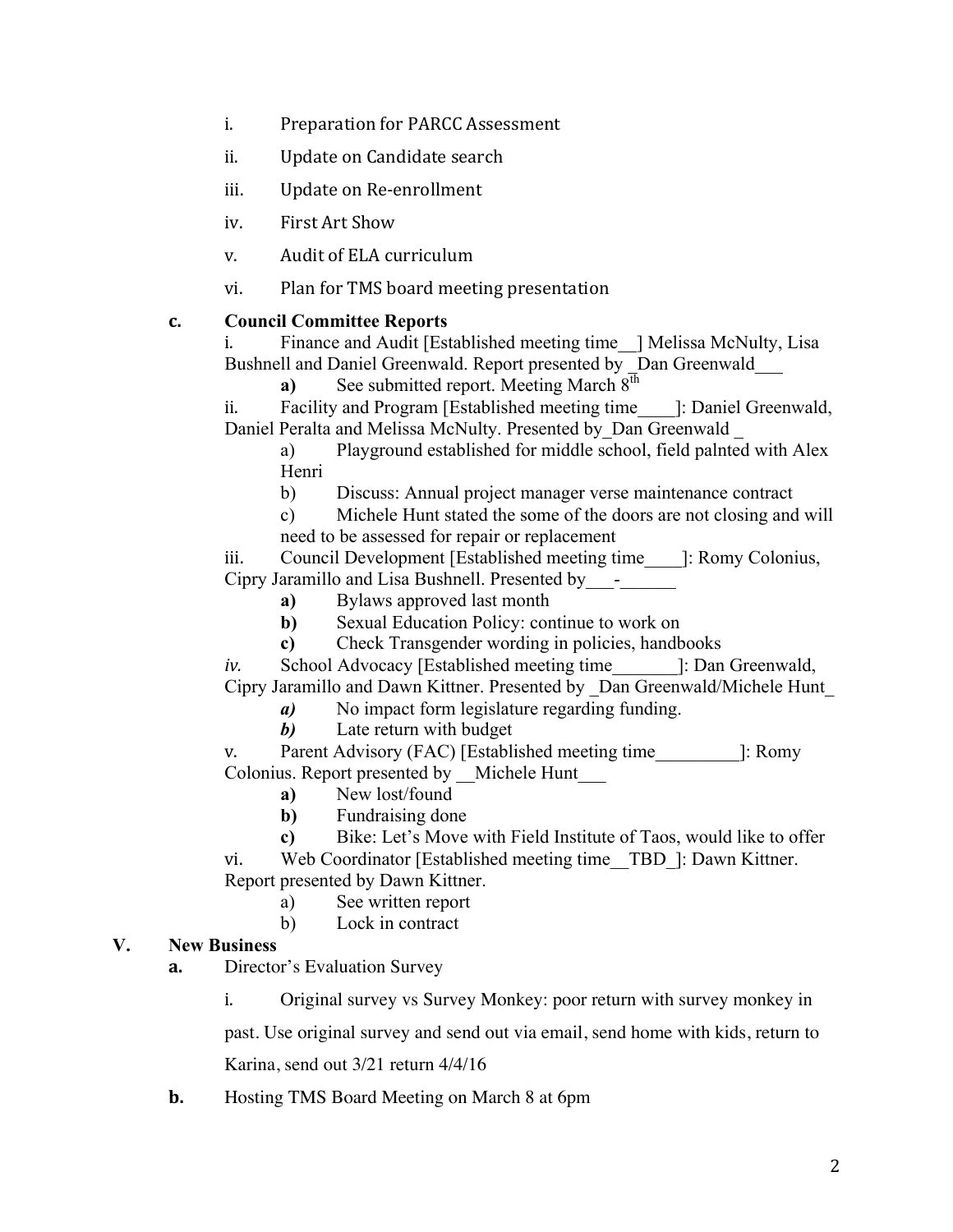i. Preparation for PARCC Assessment

ii. Update on Candidate search

iii. Update on Re-enrollment

iv. First Art Show

v. Audit of ELA curriculum

vi. Plan for TMS board meeting presentation

**c. Council Committee Reports**

i. Finance and Audit [Established meeting time__] Melissa McNulty, Lisa Bushnell and Daniel Greenwald. Report presented by _Dan Greenwald___

- **a)** See submitted report. Meeting March $8^{th}$

ii. Facility and Program [Established meeting time____]: Daniel Greenwald, Daniel Peralta and Melissa McNulty. Presented by_Dan Greenwald _

- a) Playground established for middle school, field palnted with Alex Henri
- b) Discuss: Annual project manager verse maintenance contract
- c) Michele Hunt stated the some of the doors are not closing and will need to be assessed for repair or replacement

iii. Council Development [Established meeting time____]: Romy Colonius, Cipry Jaramillo and Lisa Bushnell. Presented by___-______

- **a)** Bylaws approved last month
- **b)** Sexual Education Policy: continue to work on
- **c)** Check Transgender wording in policies, handbooks

*iv.* School Advocacy [Established meeting time_______]: Dan Greenwald, Cipry Jaramillo and Dawn Kittner. Presented by _Dan Greenwald/Michele Hunt_

- ***a)*** No impact form legislature regarding funding.
- ***b)*** Late return with budget

v. Parent Advisory (FAC) [Established meeting time_________]: Romy Colonius. Report presented by __Michele Hunt___

- **a)** New lost/found
- **b)** Fundraising done
- **c)** Bike: Let's Move with Field Institute of Taos, would like to offer

vi. Web Coordinator [Established meeting time__TBD_]: Dawn Kittner. Report presented by Dawn Kittner.

- a) See written report
- b) Lock in contract

## V. New Business

**a.** Director's Evaluation Survey

i. Original survey vs Survey Monkey: poor return with survey monkey in past. Use original survey and send out via email, send home with kids, return to Karina, send out 3/21 return 4/4/16

**b.** Hosting TMS Board Meeting on March 8 at 6pm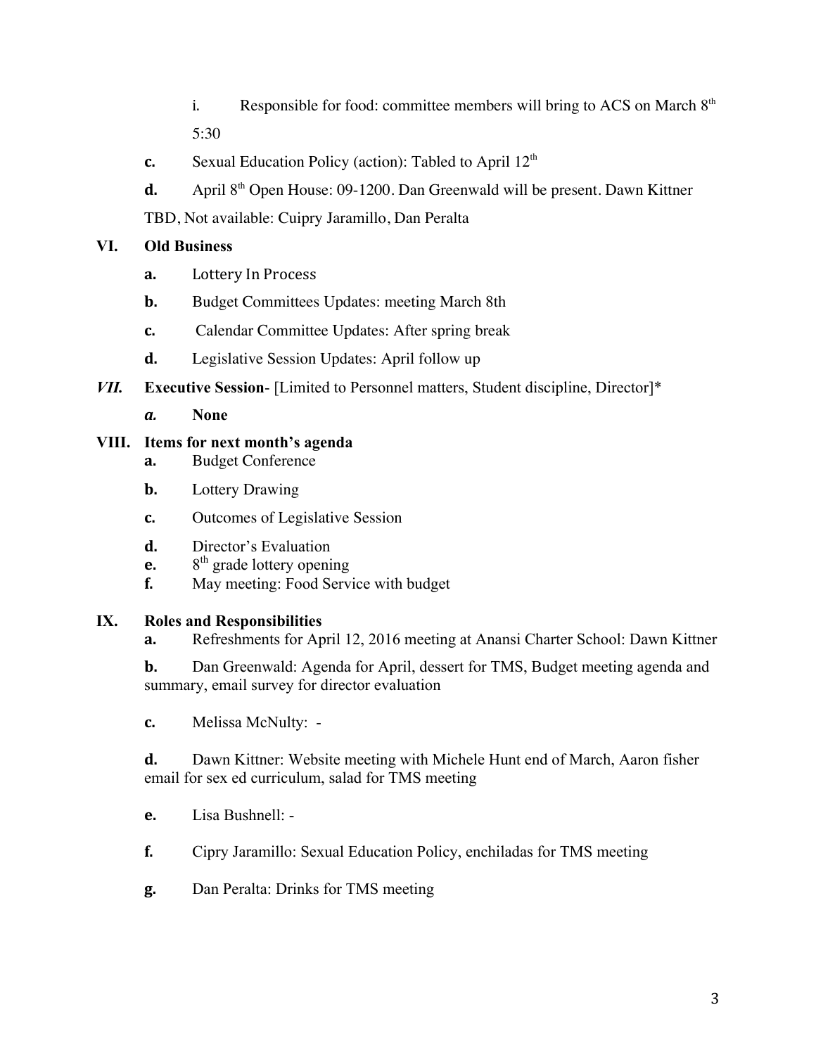i. Responsible for food: committee members will bring to ACS on March 8th 5:30

**c.** Sexual Education Policy (action): Tabled to April 12th

**d.** April 8th Open House: 09-1200. Dan Greenwald will be present. Dawn Kittner TBD, Not available: Cuipry Jaramillo, Dan Peralta

**VI. Old Business**

**a.** Lottery In Process

**b.** Budget Committees Updates: meeting March 8th

**c.** Calendar Committee Updates: After spring break

**d.** Legislative Session Updates: April follow up

***VII.*** **Executive Session**- [Limited to Personnel matters, Student discipline, Director]*

***a.*** **None**

**VIII. Items for next month's agenda**

**a.** Budget Conference

**b.** Lottery Drawing

**c.** Outcomes of Legislative Session

**d.** Director's Evaluation

**e.** 8th grade lottery opening

**f.** May meeting: Food Service with budget

**IX. Roles and Responsibilities**

**a.** Refreshments for April 12, 2016 meeting at Anansi Charter School: Dawn Kittner

**b.** Dan Greenwald: Agenda for April, dessert for TMS, Budget meeting agenda and summary, email survey for director evaluation

**c.** Melissa McNulty: -

**d.** Dawn Kittner: Website meeting with Michele Hunt end of March, Aaron fisher email for sex ed curriculum, salad for TMS meeting

**e.** Lisa Bushnell: -

**f.** Cipry Jaramillo: Sexual Education Policy, enchiladas for TMS meeting

**g.** Dan Peralta: Drinks for TMS meeting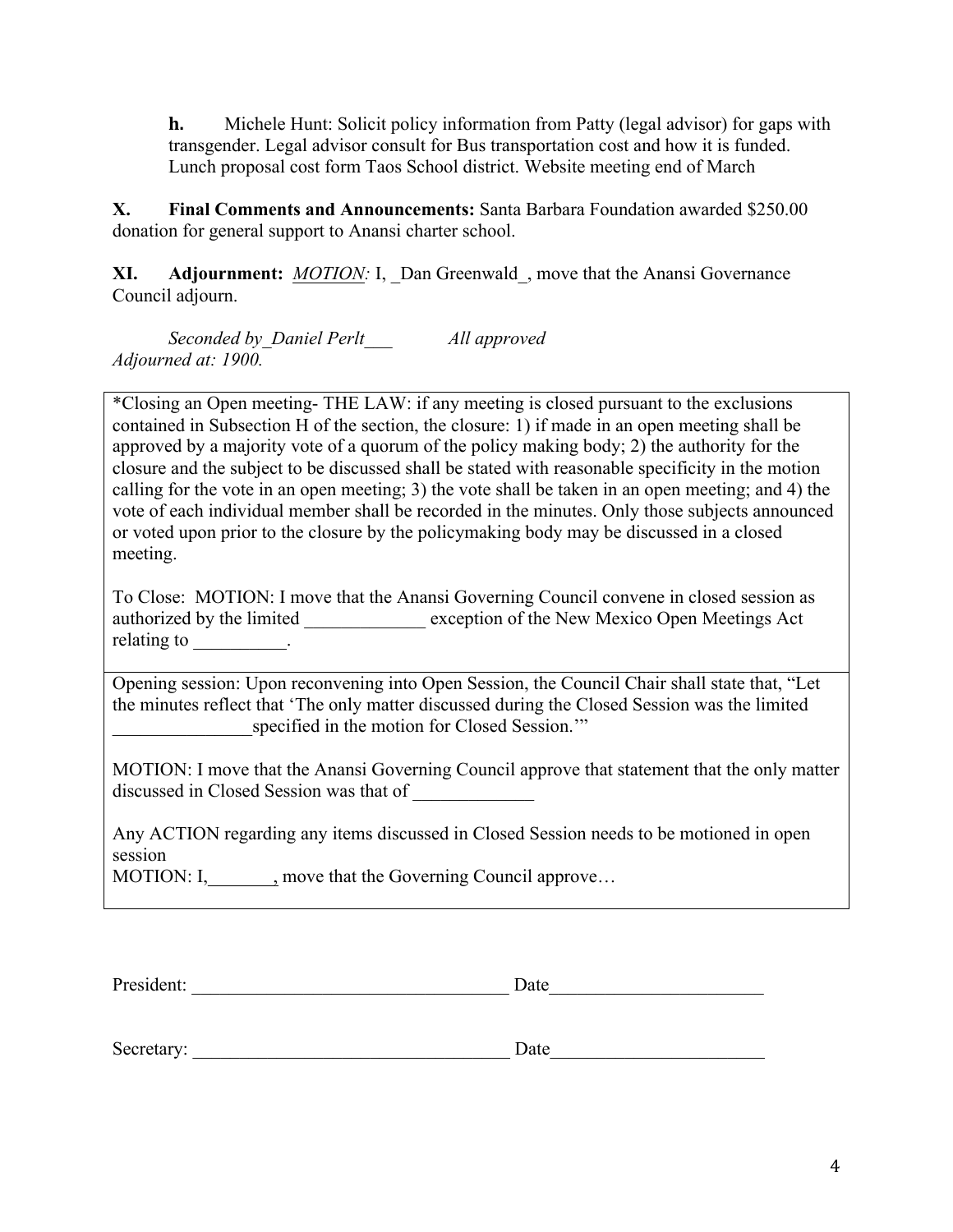**h.** Michele Hunt: Solicit policy information from Patty (legal advisor) for gaps with transgender. Legal advisor consult for Bus transportation cost and how it is funded. Lunch proposal cost form Taos School district. Website meeting end of March

**X. Final Comments and Announcements:** Santa Barbara Foundation awarded $250.00 donation for general support to Anansi charter school.

**XI. Adjournment:** *MOTION:* I, _Dan Greenwald_, move that the Anansi Governance Council adjourn.

*Seconded by_Daniel Perlt___ All approved*
*Adjourned at: 1900.*

*Closing an Open meeting- THE LAW: if any meeting is closed pursuant to the exclusions contained in Subsection H of the section, the closure: 1) if made in an open meeting shall be approved by a majority vote of a quorum of the policy making body; 2) the authority for the closure and the subject to be discussed shall be stated with reasonable specificity in the motion calling for the vote in an open meeting; 3) the vote shall be taken in an open meeting; and 4) the vote of each individual member shall be recorded in the minutes. Only those subjects announced or voted upon prior to the closure by the policymaking body may be discussed in a closed meeting.

To Close: MOTION: I move that the Anansi Governing Council convene in closed session as authorized by the limited _____________ exception of the New Mexico Open Meetings Act relating to __________.

Opening session: Upon reconvening into Open Session, the Council Chair shall state that, "Let the minutes reflect that 'The only matter discussed during the Closed Session was the limited _______________specified in the motion for Closed Session.'"

MOTION: I move that the Anansi Governing Council approve that statement that the only matter discussed in Closed Session was that of _____________

Any ACTION regarding any items discussed in Closed Session needs to be motioned in open session
MOTION: I,_______, move that the Governing Council approve…

President: __________________________________ Date_______________________

Secretary: __________________________________ Date_______________________